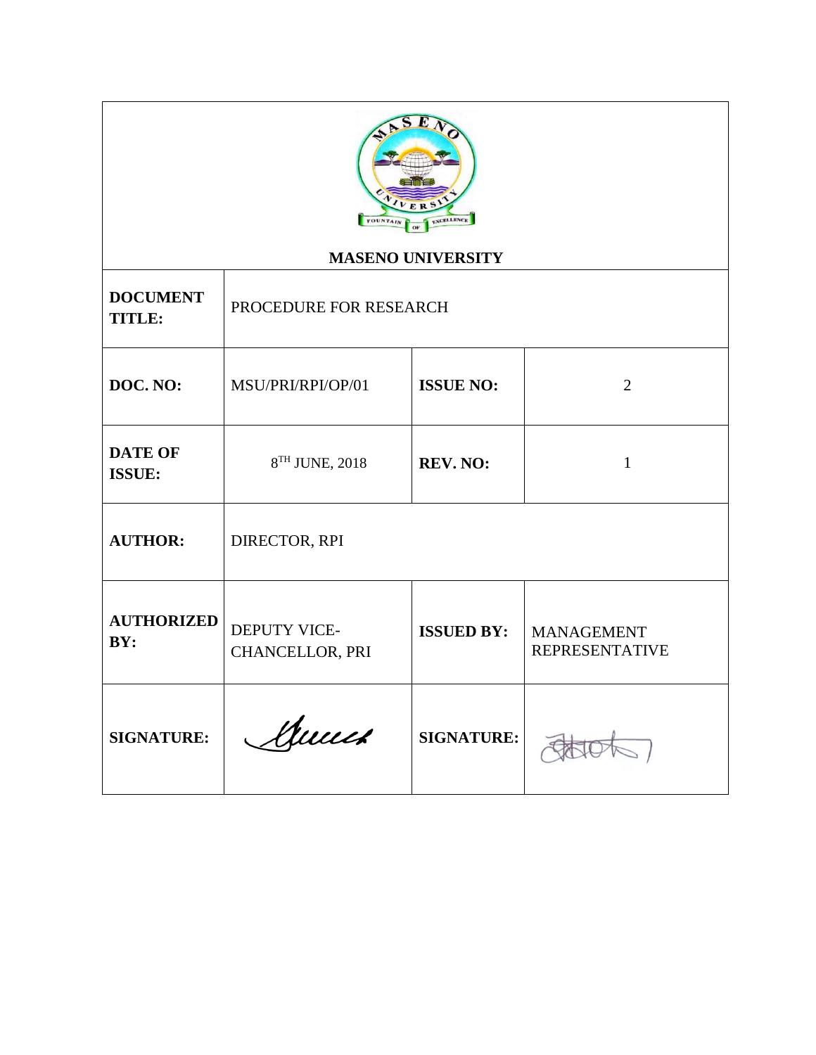**MASENO UNIVERSITY**

| | | | |
|---|---|---|---|
| **DOCUMENT TITLE:** | PROCEDURE FOR RESEARCH | | |
| **DOC. NO:** | MSU/PRI/RPI/OP/01 | **ISSUE NO:** | 2 |
| **DATE OF ISSUE:** | 8TH JUNE, 2018 | **REV. NO:** | 1 |
| **AUTHOR:** | DIRECTOR, RPI | | |
| **AUTHORIZED BY:** | DEPUTY VICE-CHANCELLOR, PRI | **ISSUED BY:** | MANAGEMENT REPRESENTATIVE |
| **SIGNATURE:** | | **SIGNATURE:** | |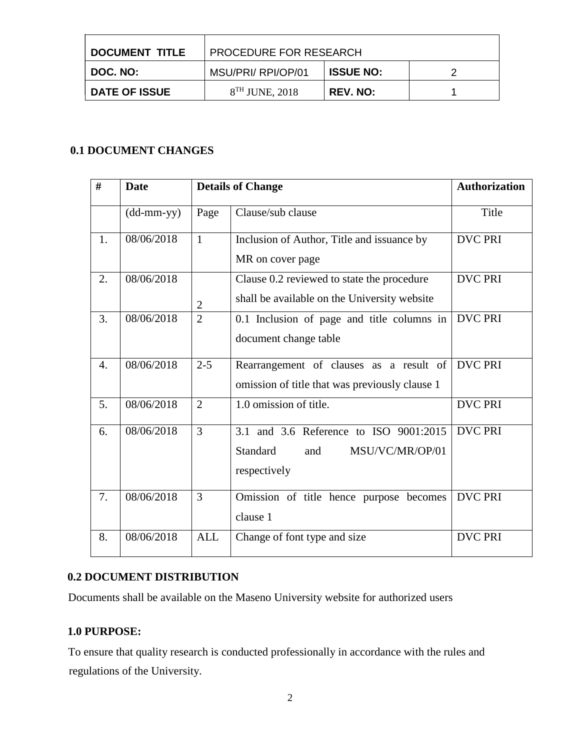| DOCUMENT TITLE | PROCEDURE FOR RESEARCH | | |
|---|---|---|---|
| DOC. NO: | MSU/PRI/ RPI/OP/01 | ISSUE NO: | 2 |
| DATE OF ISSUE | 8TH JUNE, 2018 | REV. NO: | 1 |

## 0.1 DOCUMENT CHANGES

| # | Date | Details of Change | | Authorization |
|---|---|---|---|---|
| | (dd-mm-yy) | Page | Clause/sub clause | Title |
| 1. | 08/06/2018 | 1 | Inclusion of Author, Title and issuance by MR on cover page | DVC PRI |
| 2. | 08/06/2018 | 2 | Clause 0.2 reviewed to state the procedure shall be available on the University website | DVC PRI |
| 3. | 08/06/2018 | 2 | 0.1 Inclusion of page and title columns in document change table | DVC PRI |
| 4. | 08/06/2018 | 2-5 | Rearrangement of clauses as a result of omission of title that was previously clause 1 | DVC PRI |
| 5. | 08/06/2018 | 2 | 1.0 omission of title. | DVC PRI |
| 6. | 08/06/2018 | 3 | 3.1 and 3.6 Reference to ISO 9001:2015 Standard and MSU/VC/MR/OP/01 respectively | DVC PRI |
| 7. | 08/06/2018 | 3 | Omission of title hence purpose becomes clause 1 | DVC PRI |
| 8. | 08/06/2018 | ALL | Change of font type and size | DVC PRI |

## 0.2 DOCUMENT DISTRIBUTION

Documents shall be available on the Maseno University website for authorized users

## 1.0 PURPOSE:

To ensure that quality research is conducted professionally in accordance with the rules and regulations of the University.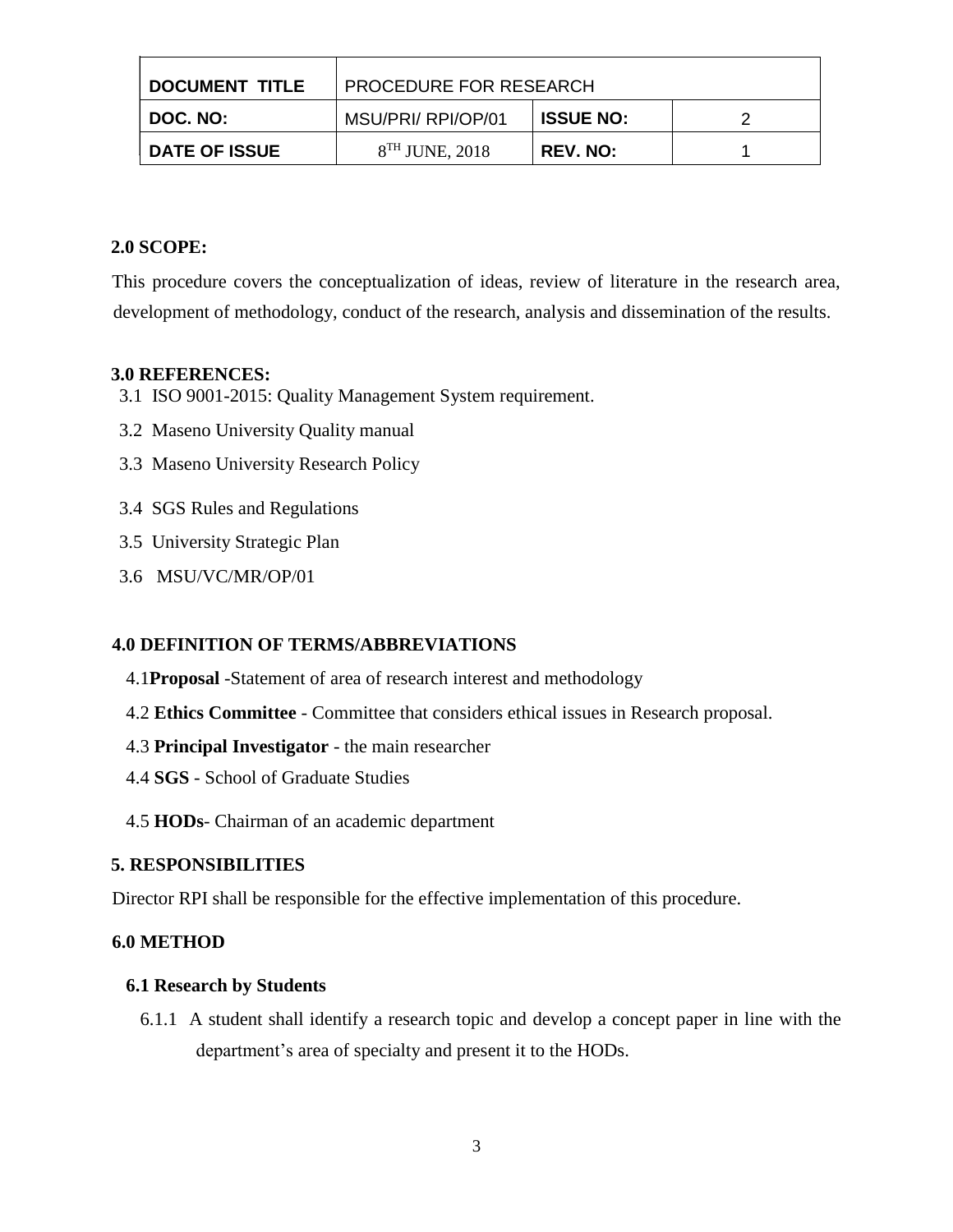| DOCUMENT TITLE | PROCEDURE FOR RESEARCH | | |
|---|---|---|---|
| DOC. NO: | MSU/PRI/ RPI/OP/01 | ISSUE NO: | 2 |
| DATE OF ISSUE | 8TH JUNE, 2018 | REV. NO: | 1 |

## 2.0 SCOPE:

This procedure covers the conceptualization of ideas, review of literature in the research area, development of methodology, conduct of the research, analysis and dissemination of the results.

## 3.0 REFERENCES:

3.1 ISO 9001-2015: Quality Management System requirement.

3.2 Maseno University Quality manual

3.3 Maseno University Research Policy

3.4 SGS Rules and Regulations

3.5 University Strategic Plan

3.6 MSU/VC/MR/OP/01

## 4.0 DEFINITION OF TERMS/ABBREVIATIONS

4.1**Proposal** -Statement of area of research interest and methodology

4.2 **Ethics Committee** - Committee that considers ethical issues in Research proposal.

4.3 **Principal Investigator** - the main researcher

4.4 **SGS** - School of Graduate Studies

4.5 **HODs**- Chairman of an academic department

## 5. RESPONSIBILITIES

Director RPI shall be responsible for the effective implementation of this procedure.

## 6.0 METHOD

### 6.1 Research by Students

6.1.1 A student shall identify a research topic and develop a concept paper in line with the department's area of specialty and present it to the HODs.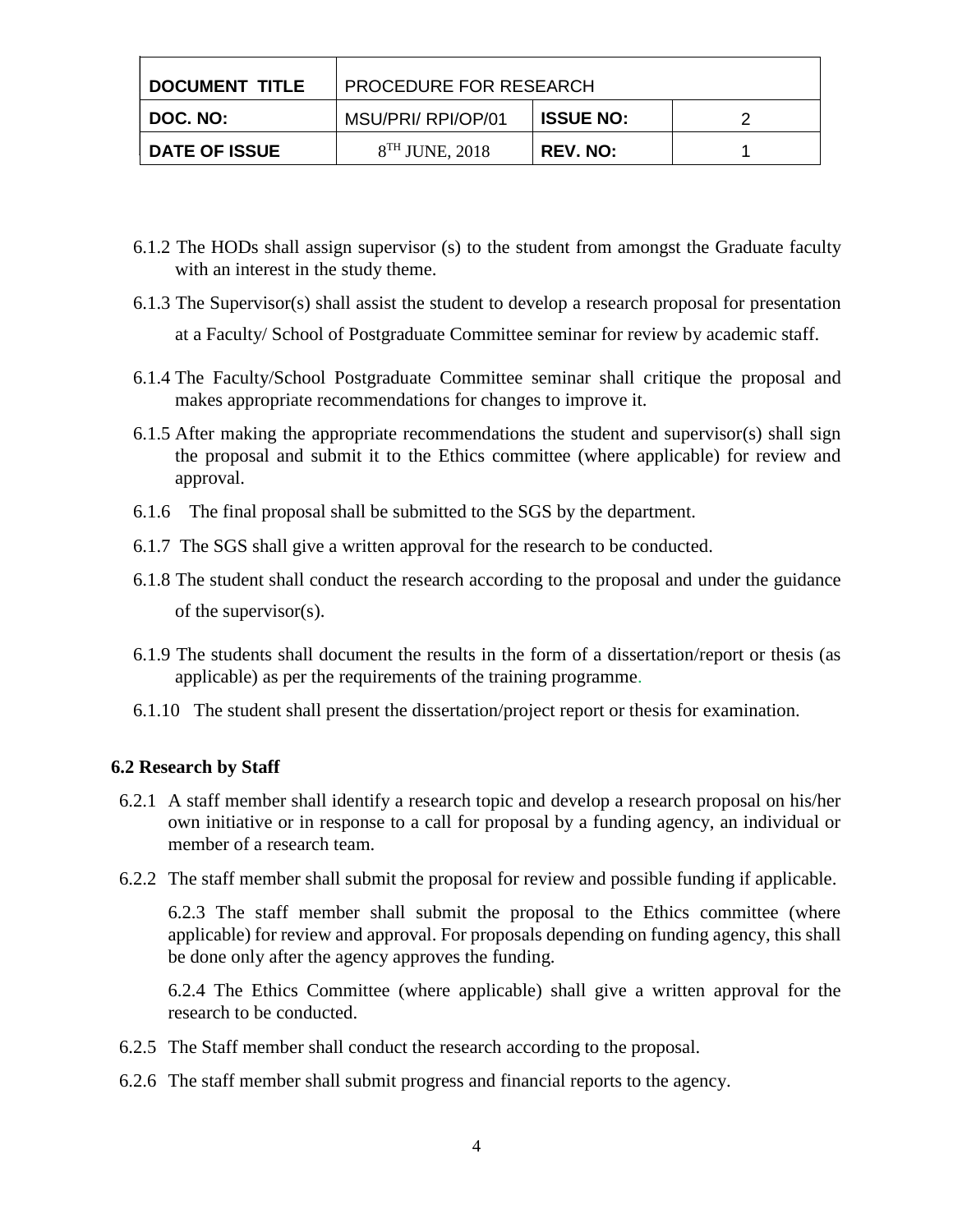| DOCUMENT TITLE | PROCEDURE FOR RESEARCH | | |
|---|---|---|---|
| DOC. NO: | MSU/PRI/ RPI/OP/01 | ISSUE NO: | 2 |
| DATE OF ISSUE | 8TH JUNE, 2018 | REV. NO: | 1 |

6.1.2 The HODs shall assign supervisor (s) to the student from amongst the Graduate faculty with an interest in the study theme.

6.1.3 The Supervisor(s) shall assist the student to develop a research proposal for presentation at a Faculty/ School of Postgraduate Committee seminar for review by academic staff.

6.1.4 The Faculty/School Postgraduate Committee seminar shall critique the proposal and makes appropriate recommendations for changes to improve it.

6.1.5 After making the appropriate recommendations the student and supervisor(s) shall sign the proposal and submit it to the Ethics committee (where applicable) for review and approval.

6.1.6 The final proposal shall be submitted to the SGS by the department.

6.1.7 The SGS shall give a written approval for the research to be conducted.

6.1.8 The student shall conduct the research according to the proposal and under the guidance of the supervisor(s).

6.1.9 The students shall document the results in the form of a dissertation/report or thesis (as applicable) as per the requirements of the training programme.

6.1.10 The student shall present the dissertation/project report or thesis for examination.

**6.2 Research by Staff**

6.2.1 A staff member shall identify a research topic and develop a research proposal on his/her own initiative or in response to a call for proposal by a funding agency, an individual or member of a research team.

6.2.2 The staff member shall submit the proposal for review and possible funding if applicable.

6.2.3 The staff member shall submit the proposal to the Ethics committee (where applicable) for review and approval. For proposals depending on funding agency, this shall be done only after the agency approves the funding.

6.2.4 The Ethics Committee (where applicable) shall give a written approval for the research to be conducted.

6.2.5 The Staff member shall conduct the research according to the proposal.

6.2.6 The staff member shall submit progress and financial reports to the agency.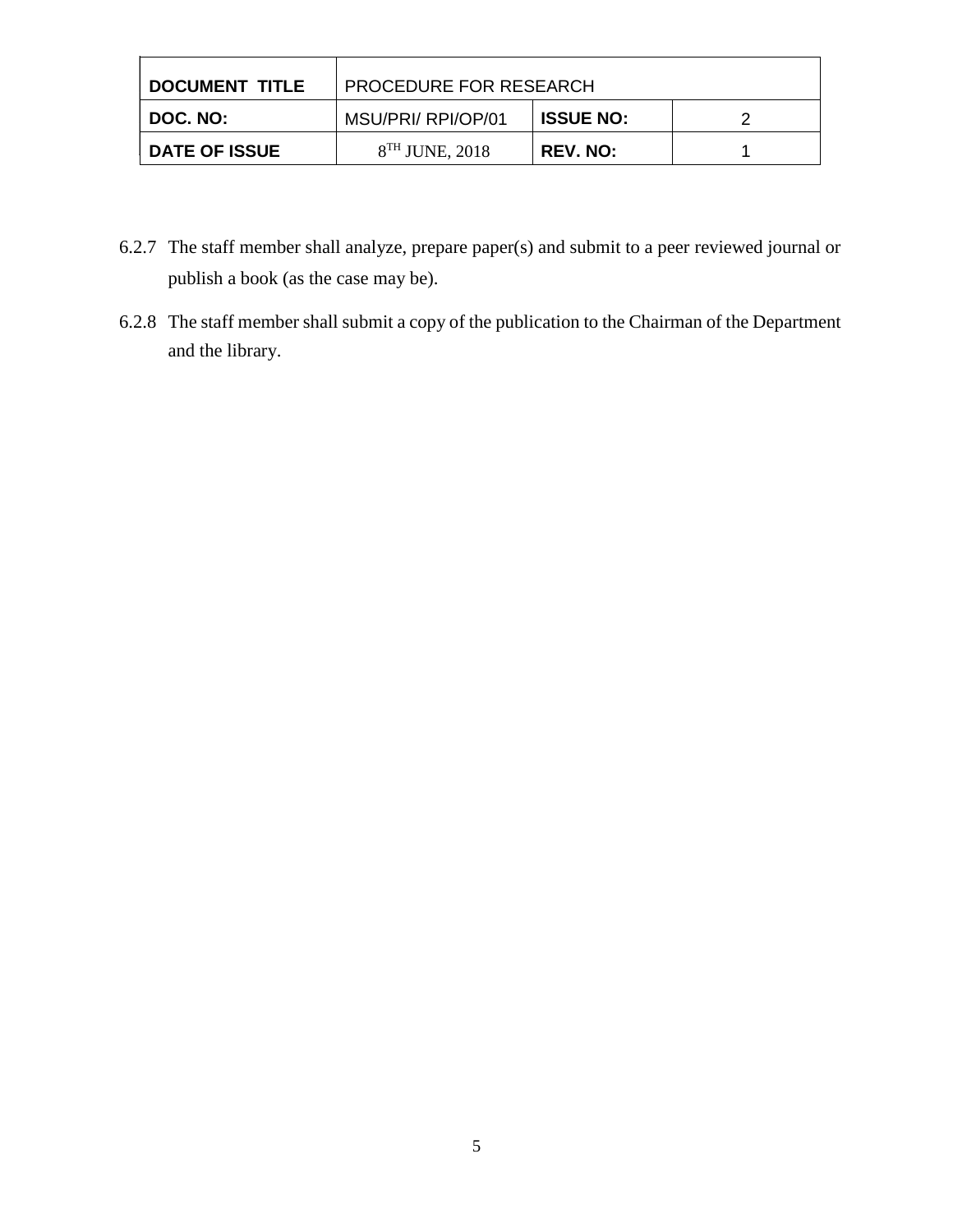6.2.7 The staff member shall analyze, prepare paper(s) and submit to a peer reviewed journal or publish a book (as the case may be).

6.2.8 The staff member shall submit a copy of the publication to the Chairman of the Department and the library.